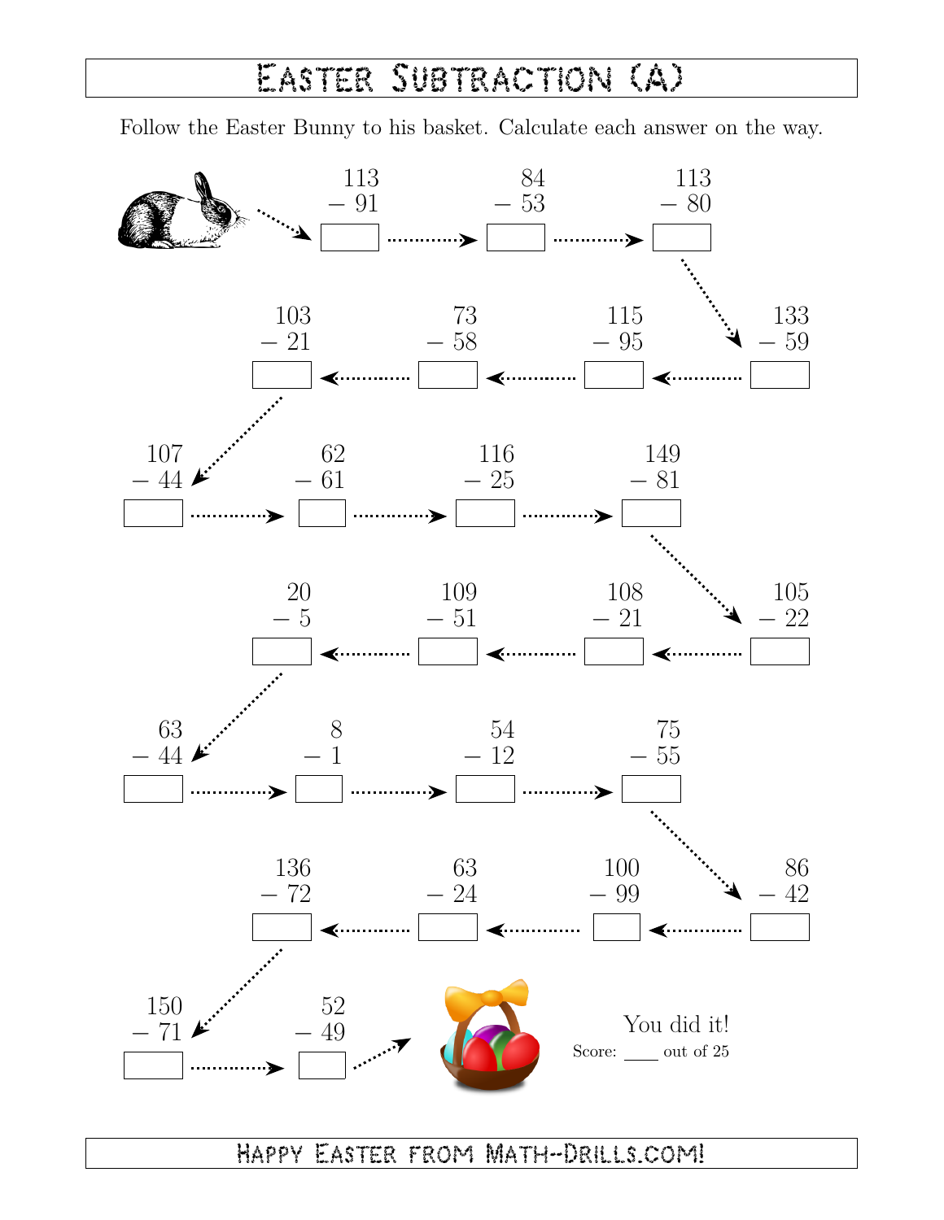# Easter Subtraction (A)

Follow the Easter Bunny to his basket. Calculate each answer on the way.

$113 - 91 = \square$ → $84 - 53 = \square$ → $113 - 80 = \square$

$133 - 59 = \square$ → $115 - 95 = \square$ → $73 - 58 = \square$ → $103 - 21 = \square$

$107 - 44 = \square$ → $62 - 61 = \square$ → $116 - 25 = \square$ → $149 - 81 = \square$

$105 - 22 = \square$ → $108 - 21 = \square$ → $109 - 51 = \square$ → $20 - 5 = \square$

$63 - 44 = \square$ → $8 - 1 = \square$ → $54 - 12 = \square$ → $75 - 55 = \square$

$86 - 42 = \square$ → $100 - 99 = \square$ → $63 - 24 = \square$ → $136 - 72 = \square$

$150 - 71 = \square$ → $52 - 49 = \square$

You did it!

Score: ____ out of 25

Happy Easter from Math-Drills.com!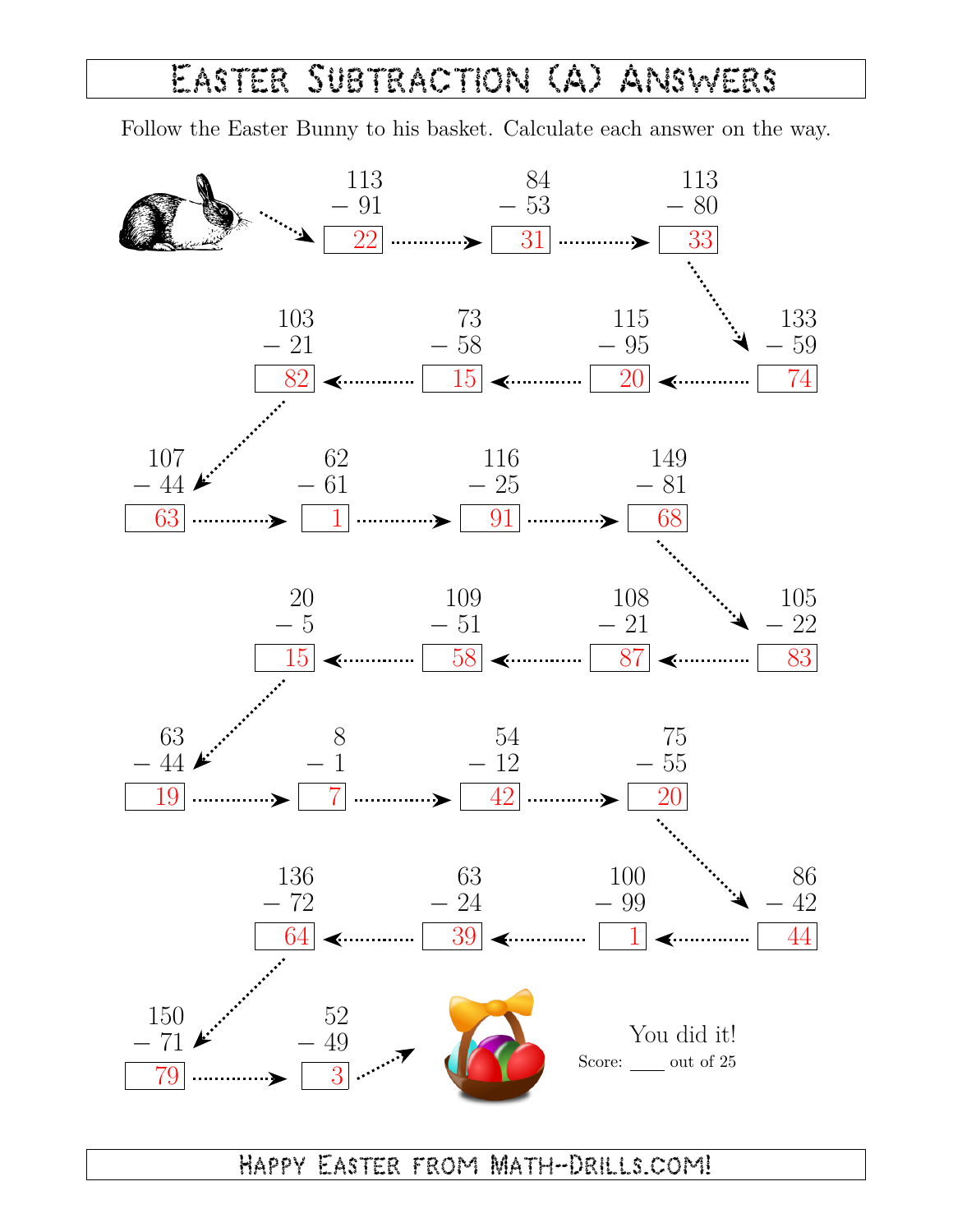# Easter Subtraction (A) Answers

Follow the Easter Bunny to his basket. Calculate each answer on the way.

$113 - 91 = 22$

$84 - 53 = 31$

$113 - 80 = 33$

$133 - 59 = 74$

$115 - 95 = 20$

$73 - 58 = 15$

$103 - 21 = 82$

$107 - 44 = 63$

$62 - 61 = 1$

$116 - 25 = 91$

$149 - 81 = 68$

$105 - 22 = 83$

$108 - 21 = 87$

$109 - 51 = 58$

$20 - 5 = 15$

$63 - 44 = 19$

$8 - 1 = 7$

$54 - 12 = 42$

$75 - 55 = 20$

$86 - 42 = 44$

$100 - 99 = 1$

$63 - 24 = 39$

$136 - 72 = 64$

$150 - 71 = 79$

$52 - 49 = 3$

You did it!

Score: ____ out of 25

Happy Easter from Math-Drills.com!